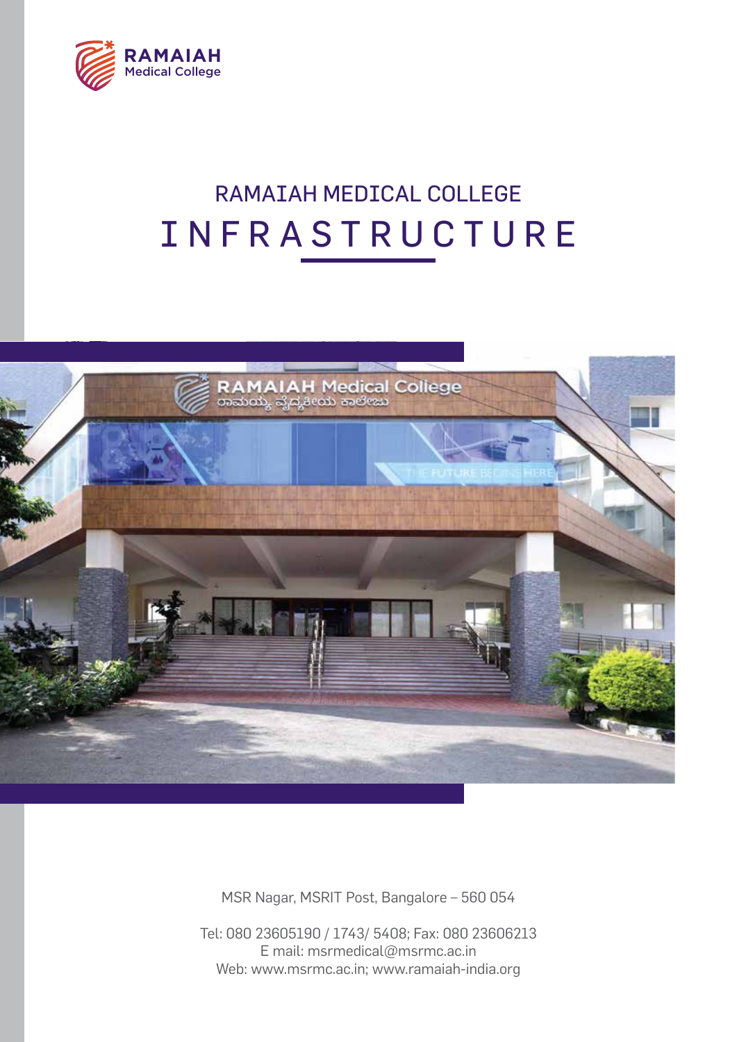RAMAIAH
Medical College

# RAMAIAH MEDICAL COLLEGE
# INFRASTRUCTURE

MSR Nagar, MSRIT Post, Bangalore – 560 054

Tel: 080 23605190 / 1743/ 5408; Fax: 080 23606213
E mail: msrmedical@msrmc.ac.in
Web: www.msrmc.ac.in; www.ramaiah-india.org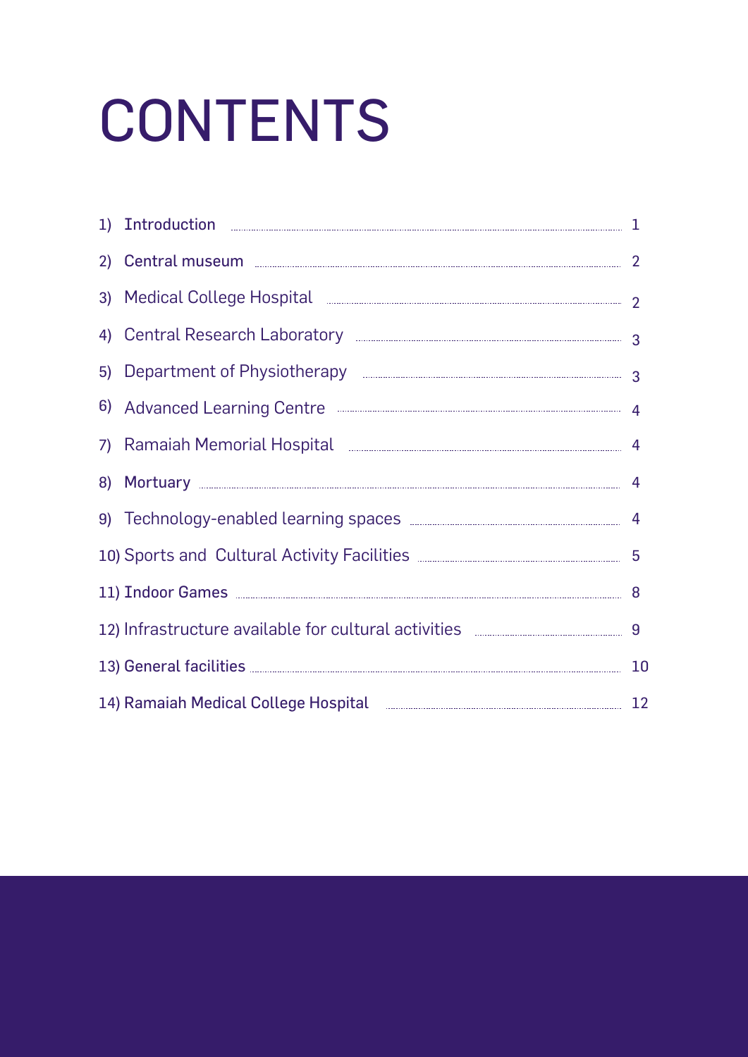# CONTENTS

1) Introduction ..... 1
2) Central museum ..... 2
3) Medical College Hospital ..... 2
4) Central Research Laboratory ..... 3
5) Department of Physiotherapy ..... 3
6) Advanced Learning Centre ..... 4
7) Ramaiah Memorial Hospital ..... 4
8) Mortuary ..... 4
9) Technology-enabled learning spaces ..... 4
10) Sports and Cultural Activity Facilities ..... 5
11) Indoor Games ..... 8
12) Infrastructure available for cultural activities ..... 9
13) General facilities ..... 10
14) Ramaiah Medical College Hospital ..... 12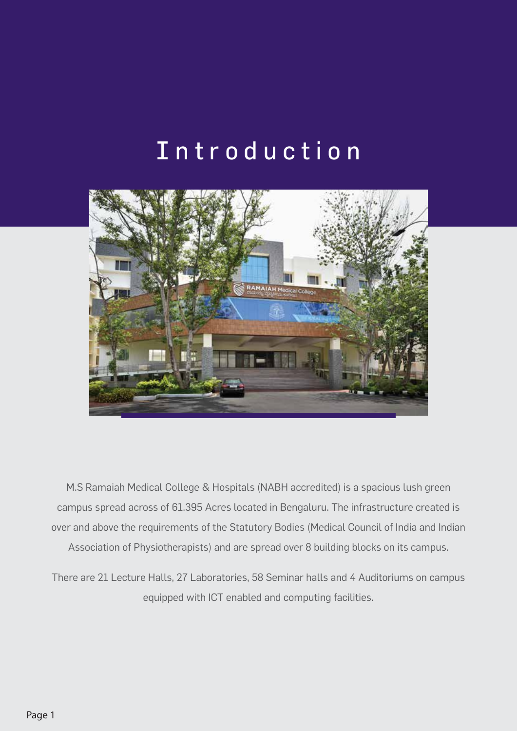# Introduction

M.S Ramaiah Medical College & Hospitals (NABH accredited) is a spacious lush green campus spread across of 61.395 Acres located in Bengaluru. The infrastructure created is over and above the requirements of the Statutory Bodies (Medical Council of India and Indian Association of Physiotherapists) and are spread over 8 building blocks on its campus.

There are 21 Lecture Halls, 27 Laboratories, 58 Seminar halls and 4 Auditoriums on campus equipped with ICT enabled and computing facilities.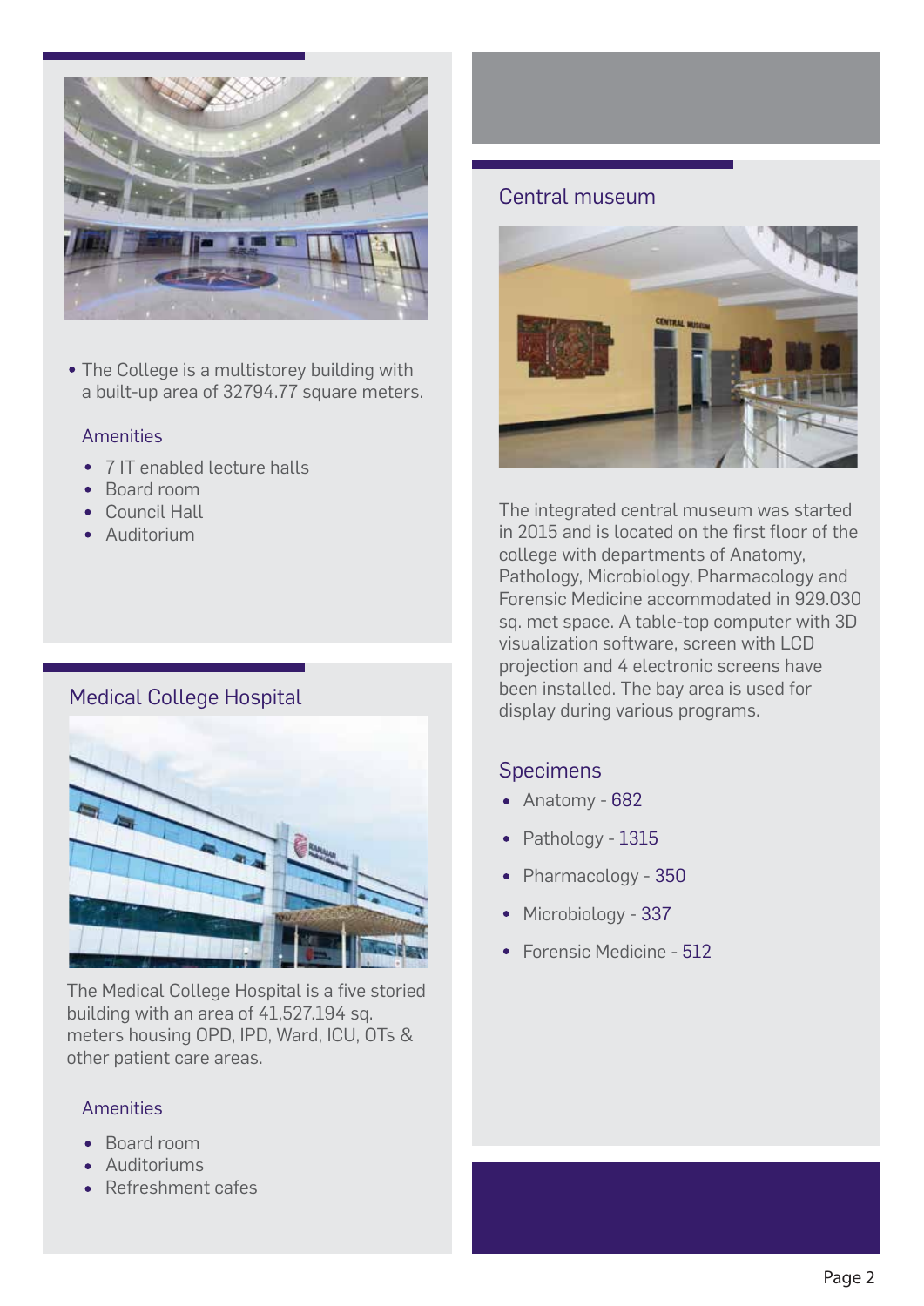- The College is a multistorey building with a built-up area of 32794.77 square meters.

### Amenities

- 7 IT enabled lecture halls
- Board room
- Council Hall
- Auditorium

## Medical College Hospital

The Medical College Hospital is a five storied building with an area of 41,527.194 sq. meters housing OPD, IPD, Ward, ICU, OTs & other patient care areas.

### Amenities

- Board room
- Auditoriums
- Refreshment cafes

## Central museum

The integrated central museum was started in 2015 and is located on the first floor of the college with departments of Anatomy, Pathology, Microbiology, Pharmacology and Forensic Medicine accommodated in 929.030 sq. met space. A table-top computer with 3D visualization software, screen with LCD projection and 4 electronic screens have been installed. The bay area is used for display during various programs.

### Specimens

- Anatomy - 682
- Pathology - 1315
- Pharmacology - 350
- Microbiology - 337
- Forensic Medicine - 512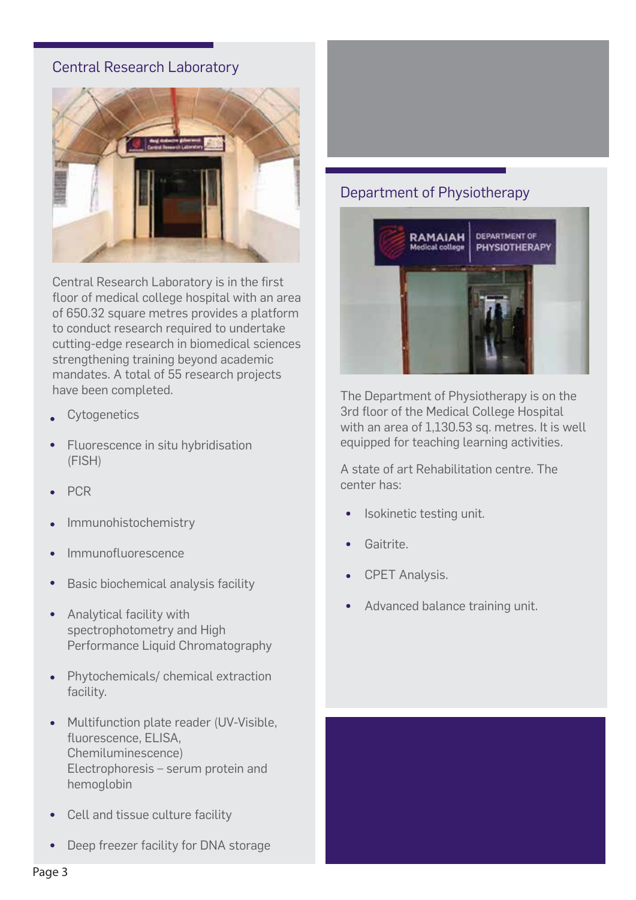## Central Research Laboratory

Central Research Laboratory is in the first floor of medical college hospital with an area of 650.32 square metres provides a platform to conduct research required to undertake cutting-edge research in biomedical sciences strengthening training beyond academic mandates. A total of 55 research projects have been completed.

- Cytogenetics
- Fluorescence in situ hybridisation (FISH)
- PCR
- Immunohistochemistry
- Immunofluorescence
- Basic biochemical analysis facility
- Analytical facility with spectrophotometry and High Performance Liquid Chromatography
- Phytochemicals/ chemical extraction facility.
- Multifunction plate reader (UV-Visible, fluorescence, ELISA, Chemiluminescence) Electrophoresis – serum protein and hemoglobin
- Cell and tissue culture facility
- Deep freezer facility for DNA storage

## Department of Physiotherapy

The Department of Physiotherapy is on the 3rd floor of the Medical College Hospital with an area of 1,130.53 sq. metres. It is well equipped for teaching learning activities.

A state of art Rehabilitation centre. The center has:

- Isokinetic testing unit.
- Gaitrite.
- CPET Analysis.
- Advanced balance training unit.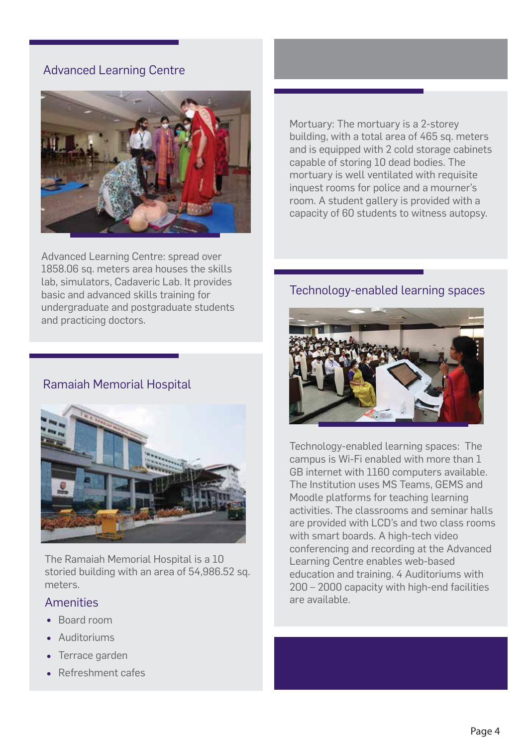## Advanced Learning Centre

Advanced Learning Centre: spread over 1858.06 sq. meters area houses the skills lab, simulators, Cadaveric Lab. It provides basic and advanced skills training for undergraduate and postgraduate students and practicing doctors.

## Ramaiah Memorial Hospital

The Ramaiah Memorial Hospital is a 10 storied building with an area of 54,986.52 sq. meters.

### Amenities

- Board room
- Auditoriums
- Terrace garden
- Refreshment cafes

Mortuary: The mortuary is a 2-storey building, with a total area of 465 sq. meters and is equipped with 2 cold storage cabinets capable of storing 10 dead bodies. The mortuary is well ventilated with requisite inquest rooms for police and a mourner's room. A student gallery is provided with a capacity of 60 students to witness autopsy.

## Technology-enabled learning spaces

Technology-enabled learning spaces: The campus is Wi-Fi enabled with more than 1 GB internet with 1160 computers available. The Institution uses MS Teams, GEMS and Moodle platforms for teaching learning activities. The classrooms and seminar halls are provided with LCD's and two class rooms with smart boards. A high-tech video conferencing and recording at the Advanced Learning Centre enables web-based education and training. 4 Auditoriums with 200 – 2000 capacity with high-end facilities are available.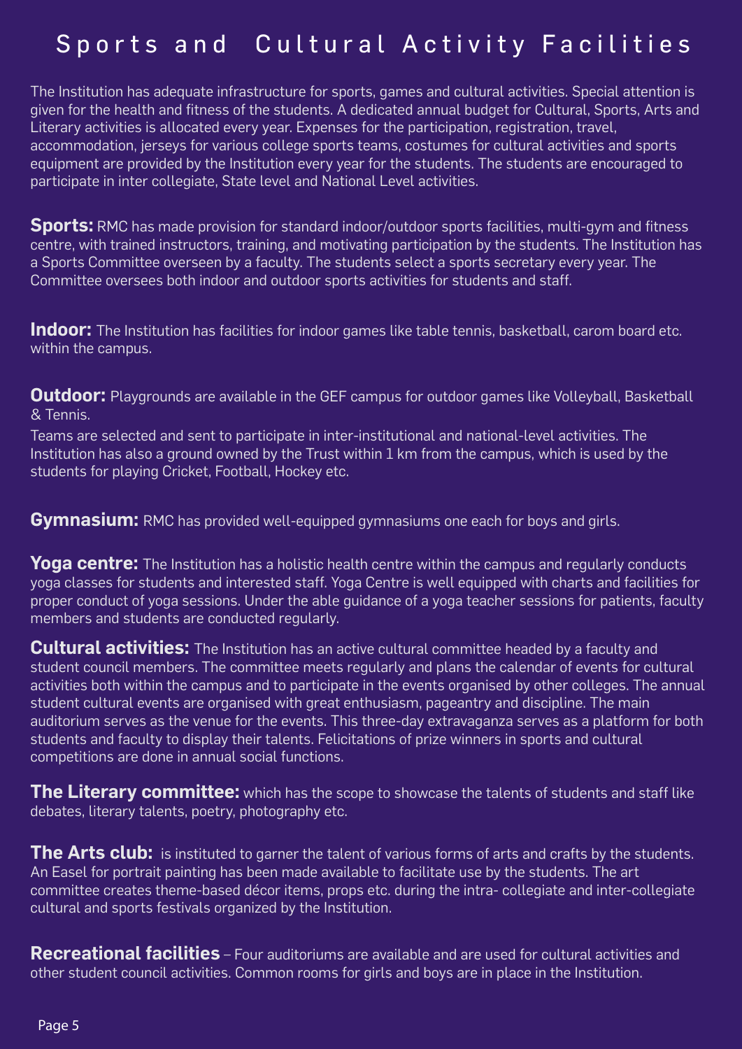# Sports and Cultural Activity Facilities

The Institution has adequate infrastructure for sports, games and cultural activities. Special attention is given for the health and fitness of the students. A dedicated annual budget for Cultural, Sports, Arts and Literary activities is allocated every year. Expenses for the participation, registration, travel, accommodation, jerseys for various college sports teams, costumes for cultural activities and sports equipment are provided by the Institution every year for the students. The students are encouraged to participate in inter collegiate, State level and National Level activities.

**Sports:** RMC has made provision for standard indoor/outdoor sports facilities, multi-gym and fitness centre, with trained instructors, training, and motivating participation by the students. The Institution has a Sports Committee overseen by a faculty. The students select a sports secretary every year. The Committee oversees both indoor and outdoor sports activities for students and staff.

**Indoor:** The Institution has facilities for indoor games like table tennis, basketball, carom board etc. within the campus.

**Outdoor:** Playgrounds are available in the GEF campus for outdoor games like Volleyball, Basketball & Tennis.

Teams are selected and sent to participate in inter-institutional and national-level activities. The Institution has also a ground owned by the Trust within 1 km from the campus, which is used by the students for playing Cricket, Football, Hockey etc.

**Gymnasium:** RMC has provided well-equipped gymnasiums one each for boys and girls.

**Yoga centre:** The Institution has a holistic health centre within the campus and regularly conducts yoga classes for students and interested staff. Yoga Centre is well equipped with charts and facilities for proper conduct of yoga sessions. Under the able guidance of a yoga teacher sessions for patients, faculty members and students are conducted regularly.

**Cultural activities:** The Institution has an active cultural committee headed by a faculty and student council members. The committee meets regularly and plans the calendar of events for cultural activities both within the campus and to participate in the events organised by other colleges. The annual student cultural events are organised with great enthusiasm, pageantry and discipline. The main auditorium serves as the venue for the events. This three-day extravaganza serves as a platform for both students and faculty to display their talents. Felicitations of prize winners in sports and cultural competitions are done in annual social functions.

**The Literary committee:** which has the scope to showcase the talents of students and staff like debates, literary talents, poetry, photography etc.

**The Arts club:** is instituted to garner the talent of various forms of arts and crafts by the students. An Easel for portrait painting has been made available to facilitate use by the students. The art committee creates theme-based décor items, props etc. during the intra- collegiate and inter-collegiate cultural and sports festivals organized by the Institution.

**Recreational facilities** – Four auditoriums are available and are used for cultural activities and other student council activities. Common rooms for girls and boys are in place in the Institution.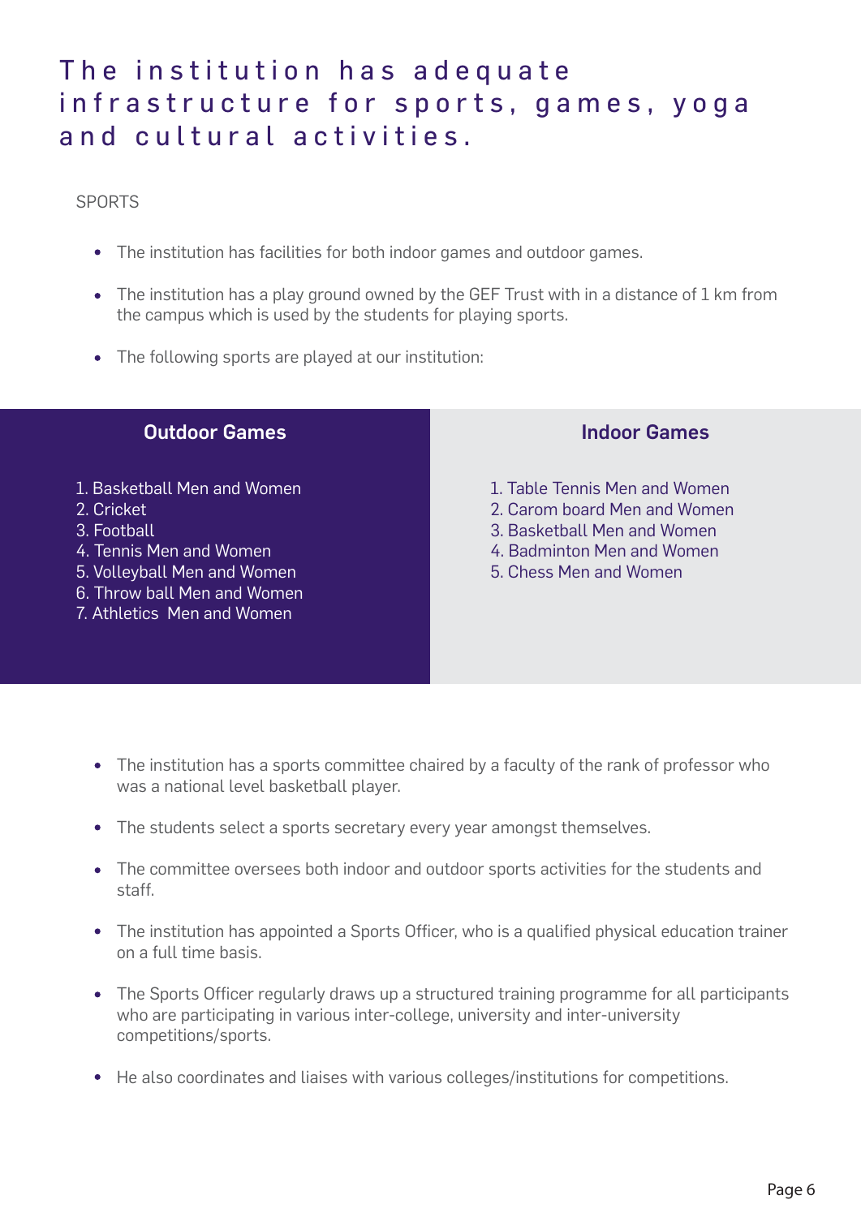# The institution has adequate infrastructure for sports, games, yoga and cultural activities.

SPORTS

- The institution has facilities for both indoor games and outdoor games.
- The institution has a play ground owned by the GEF Trust with in a distance of 1 km from the campus which is used by the students for playing sports.
- The following sports are played at our institution:

| Outdoor Games | Indoor Games |
|---|---|
| 1. Basketball Men and Women | 1. Table Tennis Men and Women |
| 2. Cricket | 2. Carom board Men and Women |
| 3. Football | 3. Basketball Men and Women |
| 4. Tennis Men and Women | 4. Badminton Men and Women |
| 5. Volleyball Men and Women | 5. Chess Men and Women |
| 6. Throw ball Men and Women | |
| 7. Athletics Men and Women | |

- The institution has a sports committee chaired by a faculty of the rank of professor who was a national level basketball player.
- The students select a sports secretary every year amongst themselves.
- The committee oversees both indoor and outdoor sports activities for the students and staff.
- The institution has appointed a Sports Officer, who is a qualified physical education trainer on a full time basis.
- The Sports Officer regularly draws up a structured training programme for all participants who are participating in various inter-college, university and inter-university competitions/sports.
- He also coordinates and liaises with various colleges/institutions for competitions.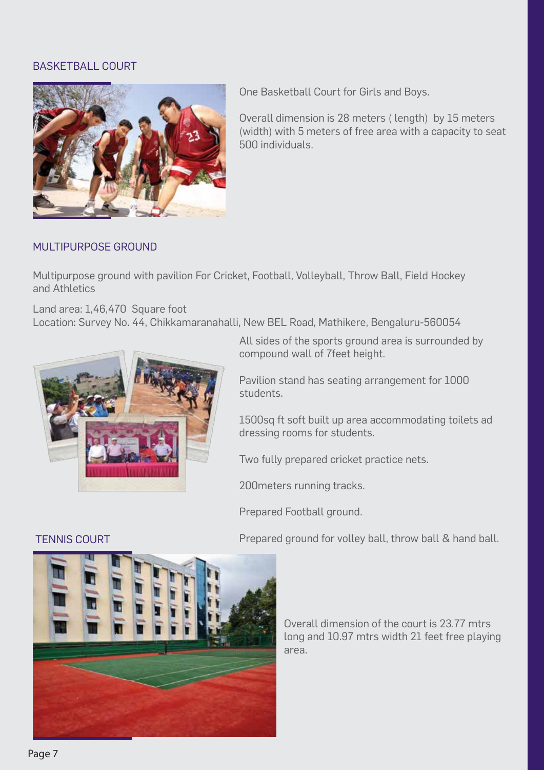## BASKETBALL COURT

One Basketball Court for Girls and Boys.

Overall dimension is 28 meters ( length) by 15 meters (width) with 5 meters of free area with a capacity to seat 500 individuals.

## MULTIPURPOSE GROUND

Multipurpose ground with pavilion For Cricket, Football, Volleyball, Throw Ball, Field Hockey and Athletics

Land area: 1,46,470 Square foot
Location: Survey No. 44, Chikkamaranahalli, New BEL Road, Mathikere, Bengaluru-560054

All sides of the sports ground area is surrounded by compound wall of 7feet height.

Pavilion stand has seating arrangement for 1000 students.

1500sq ft soft built up area accommodating toilets ad dressing rooms for students.

Two fully prepared cricket practice nets.

200meters running tracks.

Prepared Football ground.

Prepared ground for volley ball, throw ball & hand ball.

## TENNIS COURT

Overall dimension of the court is 23.77 mtrs long and 10.97 mtrs width 21 feet free playing area.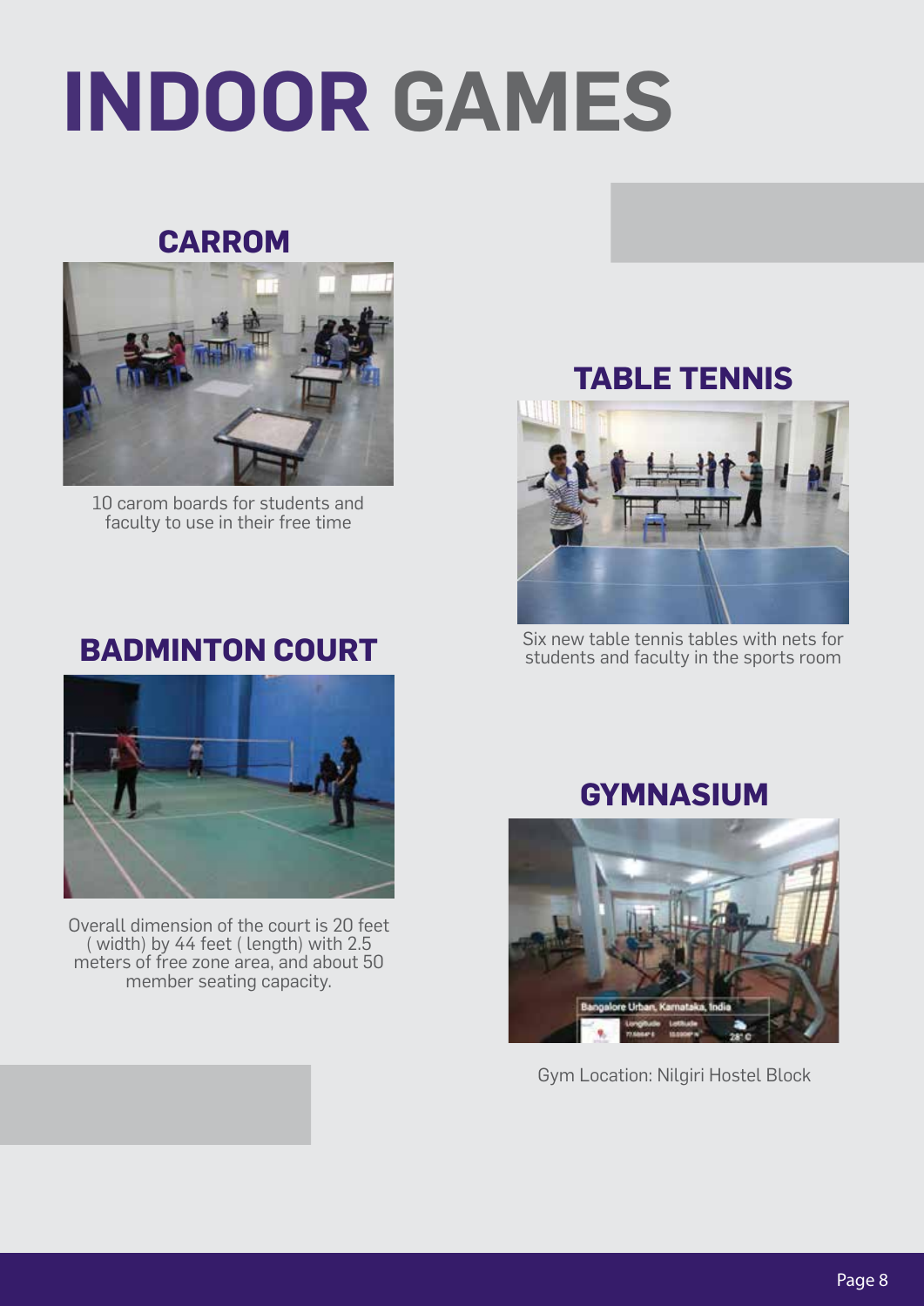# INDOOR GAMES

## CARROM

10 carom boards for students and faculty to use in their free time

## TABLE TENNIS

Six new table tennis tables with nets for students and faculty in the sports room

## BADMINTON COURT

Overall dimension of the court is 20 feet ( width) by 44 feet ( length) with 2.5 meters of free zone area, and about 50 member seating capacity.

## GYMNASIUM

Gym Location: Nilgiri Hostel Block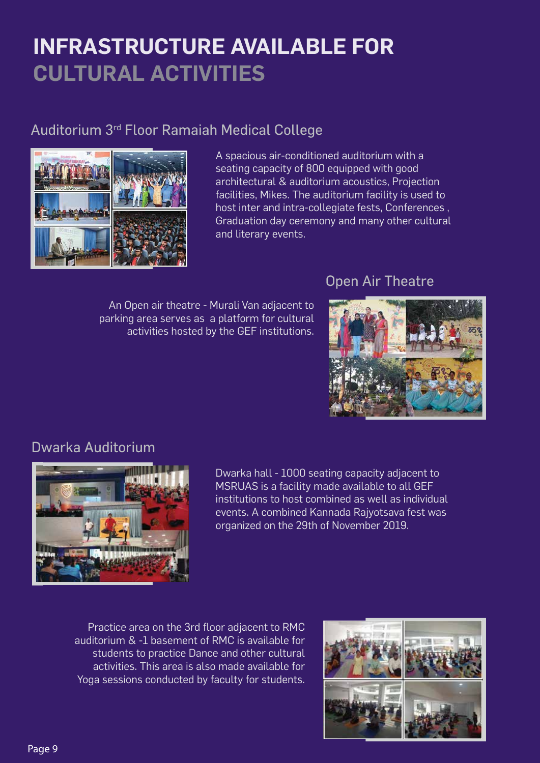# INFRASTRUCTURE AVAILABLE FOR CULTURAL ACTIVITIES

## Auditorium 3rd Floor Ramaiah Medical College

A spacious air-conditioned auditorium with a seating capacity of 800 equipped with good architectural & auditorium acoustics, Projection facilities, Mikes. The auditorium facility is used to host inter and intra-collegiate fests, Conferences , Graduation day ceremony and many other cultural and literary events.

## Open Air Theatre

An Open air theatre - Murali Van adjacent to parking area serves as a platform for cultural activities hosted by the GEF institutions.

## Dwarka Auditorium

Dwarka hall - 1000 seating capacity adjacent to MSRUAS is a facility made available to all GEF institutions to host combined as well as individual events. A combined Kannada Rajyotsava fest was organized on the 29th of November 2019.

Practice area on the 3rd floor adjacent to RMC auditorium & -1 basement of RMC is available for students to practice Dance and other cultural activities. This area is also made available for Yoga sessions conducted by faculty for students.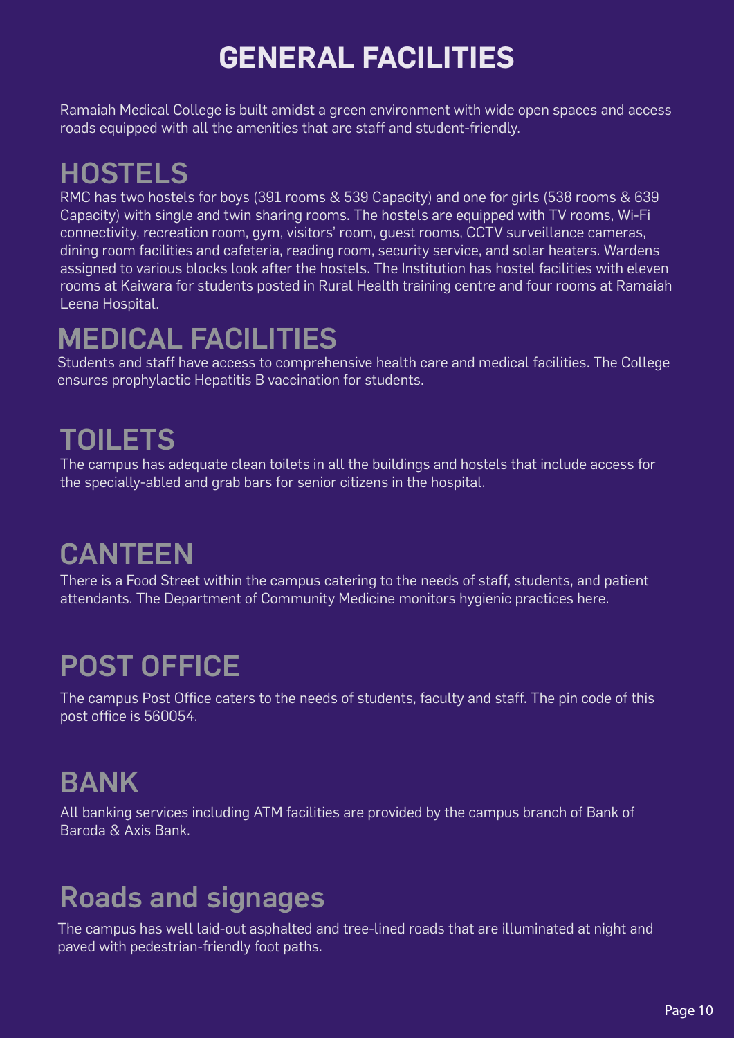# GENERAL FACILITIES

Ramaiah Medical College is built amidst a green environment with wide open spaces and access roads equipped with all the amenities that are staff and student-friendly.

## HOSTELS

RMC has two hostels for boys (391 rooms & 539 Capacity) and one for girls (538 rooms & 639 Capacity) with single and twin sharing rooms. The hostels are equipped with TV rooms, Wi-Fi connectivity, recreation room, gym, visitors' room, guest rooms, CCTV surveillance cameras, dining room facilities and cafeteria, reading room, security service, and solar heaters. Wardens assigned to various blocks look after the hostels. The Institution has hostel facilities with eleven rooms at Kaiwara for students posted in Rural Health training centre and four rooms at Ramaiah Leena Hospital.

## MEDICAL FACILITIES

Students and staff have access to comprehensive health care and medical facilities. The College ensures prophylactic Hepatitis B vaccination for students.

## TOILETS

The campus has adequate clean toilets in all the buildings and hostels that include access for the specially-abled and grab bars for senior citizens in the hospital.

## CANTEEN

There is a Food Street within the campus catering to the needs of staff, students, and patient attendants. The Department of Community Medicine monitors hygienic practices here.

## POST OFFICE

The campus Post Office caters to the needs of students, faculty and staff. The pin code of this post office is 560054.

## BANK

All banking services including ATM facilities are provided by the campus branch of Bank of Baroda & Axis Bank.

## Roads and signages

The campus has well laid-out asphalted and tree-lined roads that are illuminated at night and paved with pedestrian-friendly foot paths.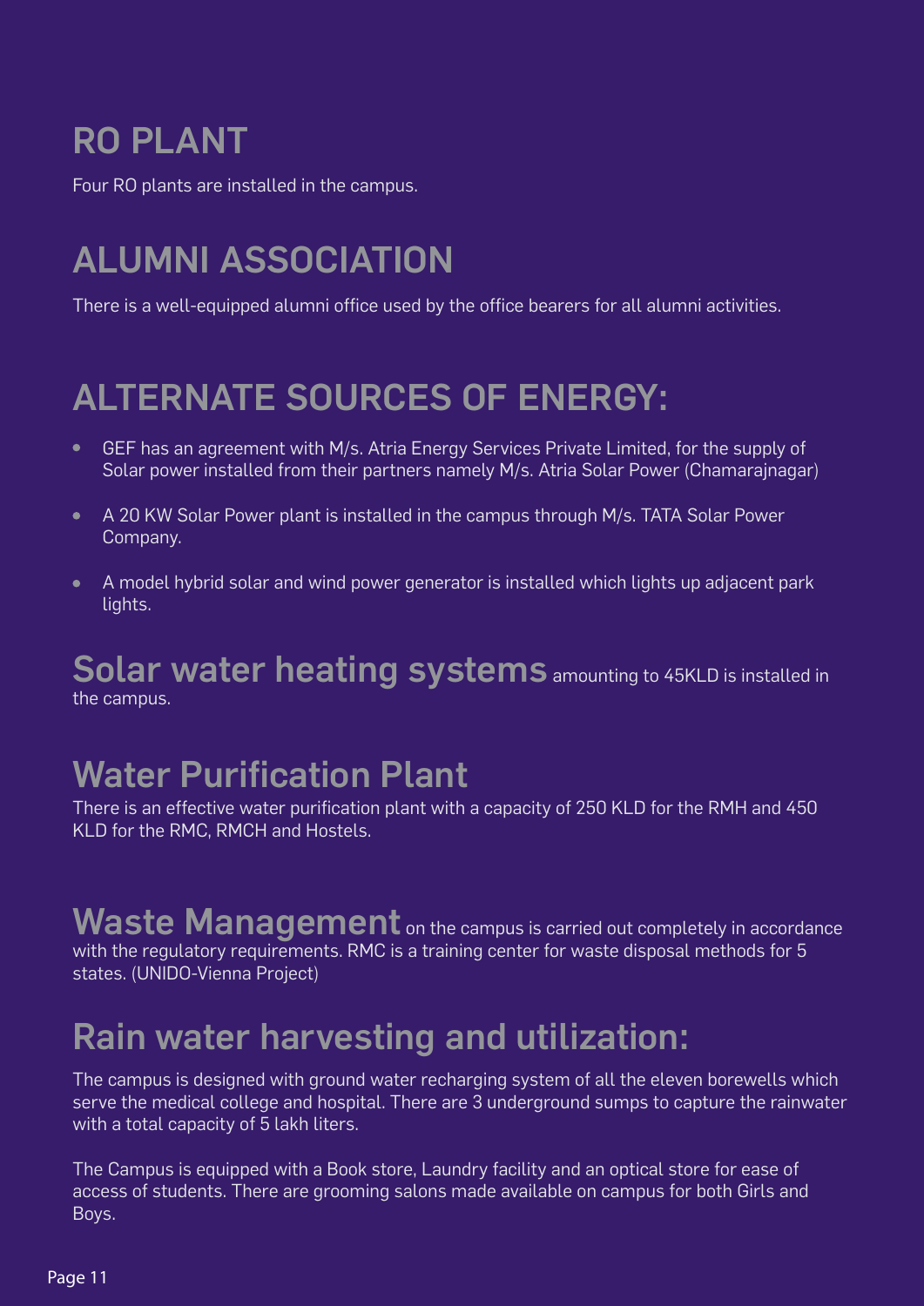## RO PLANT

Four RO plants are installed in the campus.

## ALUMNI ASSOCIATION

There is a well-equipped alumni office used by the office bearers for all alumni activities.

## ALTERNATE SOURCES OF ENERGY:

- GEF has an agreement with M/s. Atria Energy Services Private Limited, for the supply of Solar power installed from their partners namely M/s. Atria Solar Power (Chamarajnagar)
- A 20 KW Solar Power plant is installed in the campus through M/s. TATA Solar Power Company.
- A model hybrid solar and wind power generator is installed which lights up adjacent park lights.

**Solar water heating systems** amounting to 45KLD is installed in the campus.

## Water Purification Plant

There is an effective water purification plant with a capacity of 250 KLD for the RMH and 450 KLD for the RMC, RMCH and Hostels.

**Waste Management** on the campus is carried out completely in accordance with the regulatory requirements. RMC is a training center for waste disposal methods for 5 states. (UNIDO-Vienna Project)

## Rain water harvesting and utilization:

The campus is designed with ground water recharging system of all the eleven borewells which serve the medical college and hospital. There are 3 underground sumps to capture the rainwater with a total capacity of 5 lakh liters.

The Campus is equipped with a Book store, Laundry facility and an optical store for ease of access of students. There are grooming salons made available on campus for both Girls and Boys.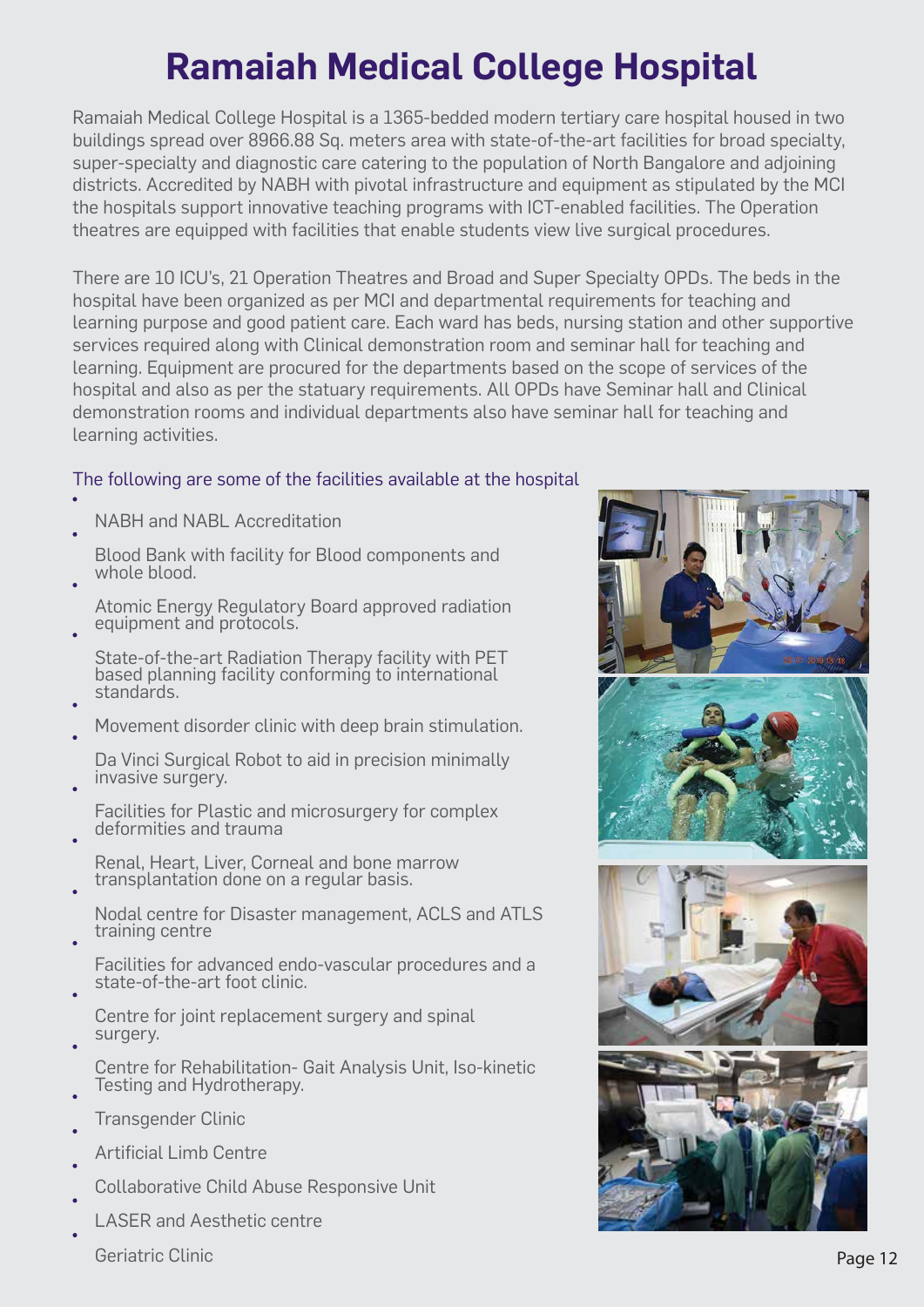# Ramaiah Medical College Hospital

Ramaiah Medical College Hospital is a 1365-bedded modern tertiary care hospital housed in two buildings spread over 8966.88 Sq. meters area with state-of-the-art facilities for broad specialty, super-specialty and diagnostic care catering to the population of North Bangalore and adjoining districts. Accredited by NABH with pivotal infrastructure and equipment as stipulated by the MCI the hospitals support innovative teaching programs with ICT-enabled facilities. The Operation theatres are equipped with facilities that enable students view live surgical procedures.

There are 10 ICU's, 21 Operation Theatres and Broad and Super Specialty OPDs. The beds in the hospital have been organized as per MCI and departmental requirements for teaching and learning purpose and good patient care. Each ward has beds, nursing station and other supportive services required along with Clinical demonstration room and seminar hall for teaching and learning. Equipment are procured for the departments based on the scope of services of the hospital and also as per the statuary requirements. All OPDs have Seminar hall and Clinical demonstration rooms and individual departments also have seminar hall for teaching and learning activities.

The following are some of the facilities available at the hospital

- NABH and NABL Accreditation
- Blood Bank with facility for Blood components and whole blood.
- Atomic Energy Regulatory Board approved radiation equipment and protocols.
- State-of-the-art Radiation Therapy facility with PET based planning facility conforming to international standards.
- Movement disorder clinic with deep brain stimulation.
- Da Vinci Surgical Robot to aid in precision minimally invasive surgery.
- Facilities for Plastic and microsurgery for complex deformities and trauma
- Renal, Heart, Liver, Corneal and bone marrow transplantation done on a regular basis.
- Nodal centre for Disaster management, ACLS and ATLS training centre
- Facilities for advanced endo-vascular procedures and a state-of-the-art foot clinic.
- Centre for joint replacement surgery and spinal surgery.
- Centre for Rehabilitation- Gait Analysis Unit, Iso-kinetic Testing and Hydrotherapy.
- Transgender Clinic
- Artificial Limb Centre
- Collaborative Child Abuse Responsive Unit
- LASER and Aesthetic centre
- Geriatric Clinic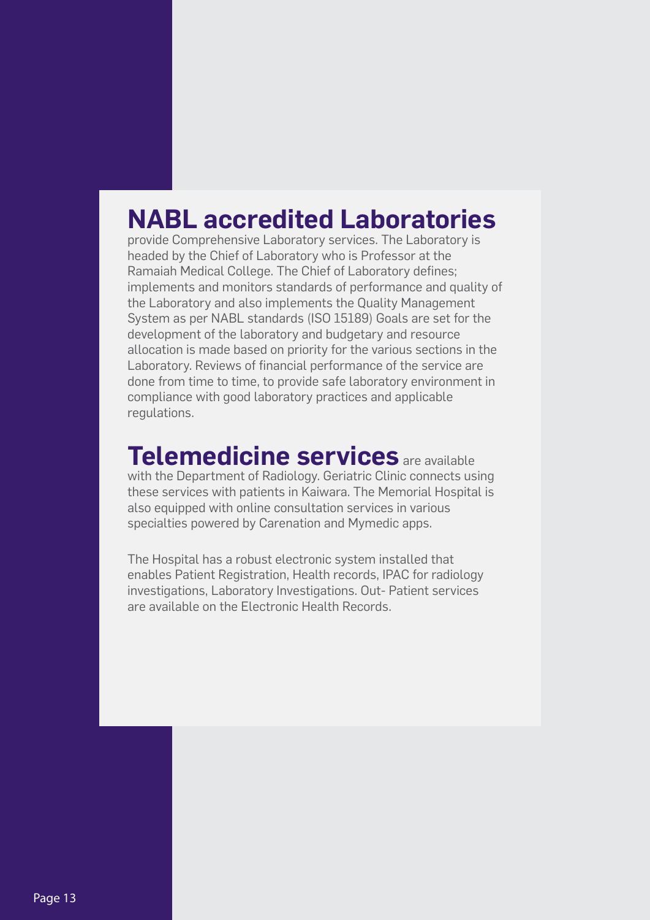## NABL accredited Laboratories

provide Comprehensive Laboratory services. The Laboratory is headed by the Chief of Laboratory who is Professor at the Ramaiah Medical College. The Chief of Laboratory defines; implements and monitors standards of performance and quality of the Laboratory and also implements the Quality Management System as per NABL standards (ISO 15189) Goals are set for the development of the laboratory and budgetary and resource allocation is made based on priority for the various sections in the Laboratory. Reviews of financial performance of the service are done from time to time, to provide safe laboratory environment in compliance with good laboratory practices and applicable regulations.

## Telemedicine services

are available with the Department of Radiology. Geriatric Clinic connects using these services with patients in Kaiwara. The Memorial Hospital is also equipped with online consultation services in various specialties powered by Carenation and Mymedic apps.

The Hospital has a robust electronic system installed that enables Patient Registration, Health records, IPAC for radiology investigations, Laboratory Investigations. Out- Patient services are available on the Electronic Health Records.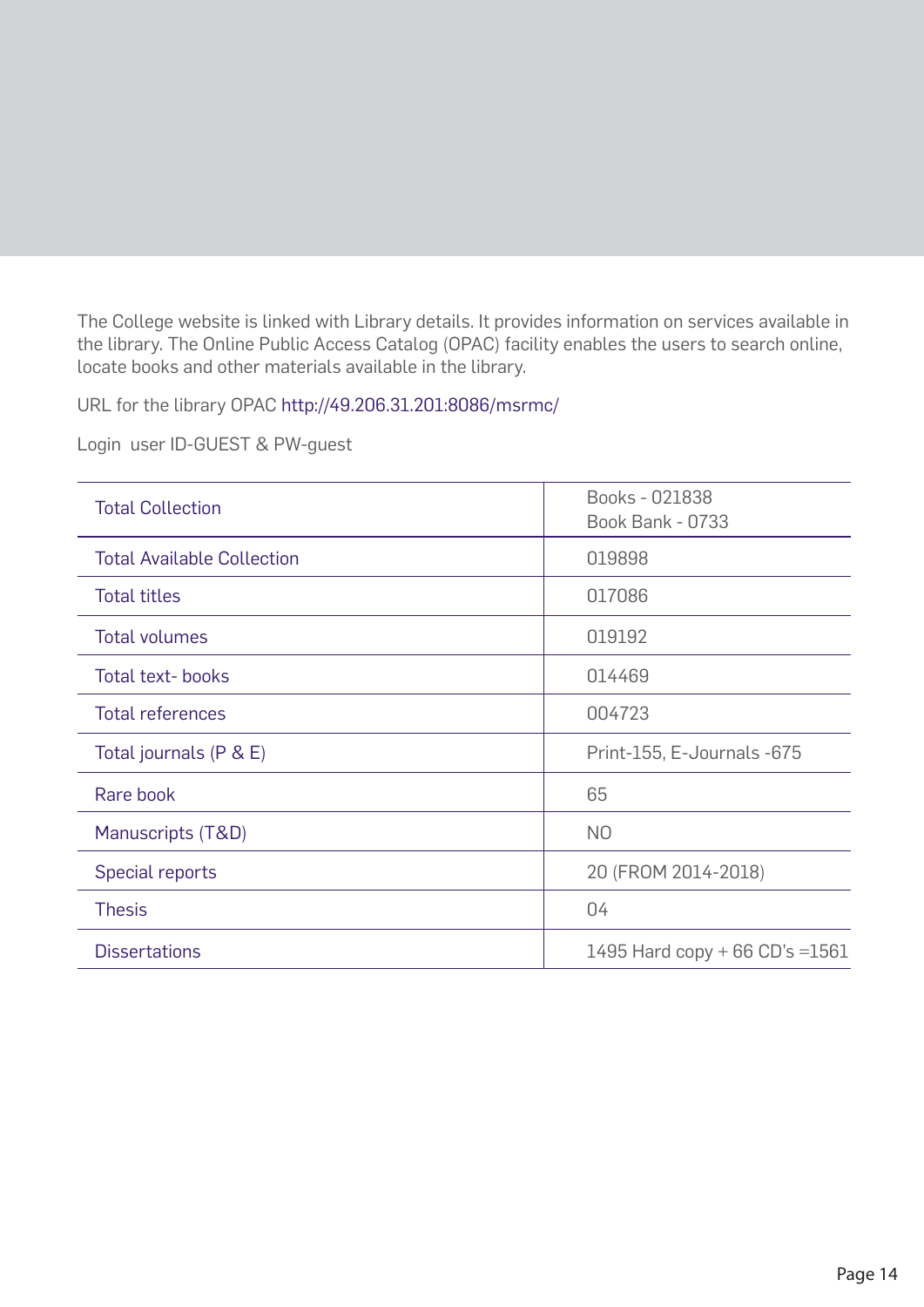The College website is linked with Library details. It provides information on services available in the library. The Online Public Access Catalog (OPAC) facility enables the users to search online, locate books and other materials available in the library.

URL for the library OPAC http://49.206.31.201:8086/msrmc/

Login  user ID-GUEST & PW-guest

| Total Collection | Books - 021838<br>Book Bank - 0733 |
|---|---|
| Total Available Collection | 019898 |
| Total titles | 017086 |
| Total volumes | 019192 |
| Total text- books | 014469 |
| Total references | 004723 |
| Total journals (P & E) | Print-155, E-Journals -675 |
| Rare book | 65 |
| Manuscripts (T&D) | NO |
| Special reports | 20 (FROM 2014-2018) |
| Thesis | 04 |
| Dissertations | 1495 Hard copy + 66 CD's =1561 |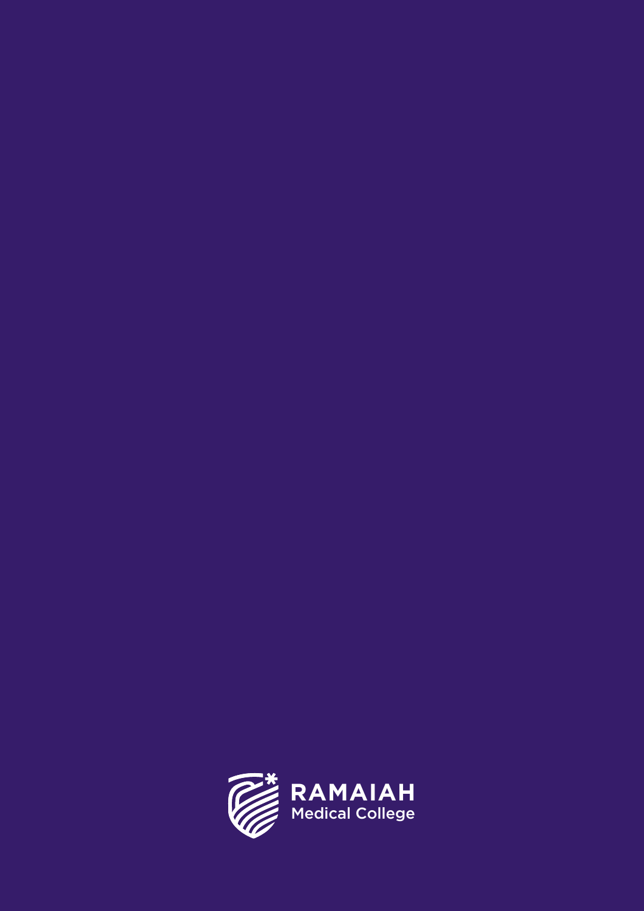RAMAIAH
Medical College